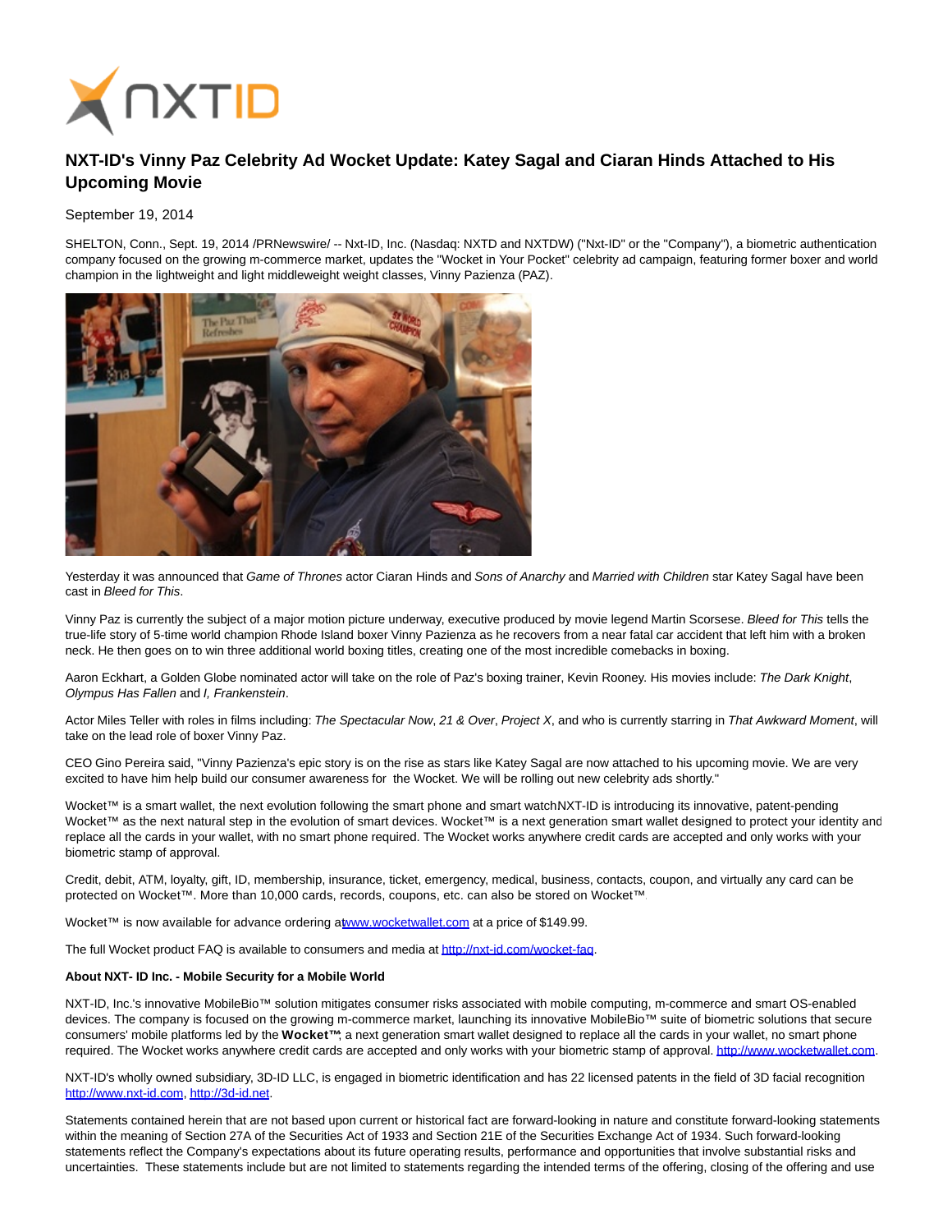# NXT-ID's Vinny Paz Celebrity Ad Wocket Update: Katey Sagal and Ciaran Hinds Attached to His Upcoming Movie

September 19, 2014

SHELTON, Conn., Sept. 19, 2014 /PRNewswire/ -- Nxt-ID, Inc. (Nasdaq: NXTD and NXTDW) ("Nxt-ID" or the "Company"), a biometric authentication company focused on the growing m-commerce market, updates the "Wocket in Your Pocket" celebrity ad campaign, featuring former boxer and world champion in the lightweight and light middleweight weight classes, Vinny Pazienza (PAZ).

Yesterday it was announced that *Game of Thrones* actor Ciaran Hinds and *Sons of Anarchy* and *Married with Children* star Katey Sagal have been cast in *Bleed for This*.

Vinny Paz is currently the subject of a major motion picture underway, executive produced by movie legend Martin Scorsese. *Bleed for This* tells the true-life story of 5-time world champion Rhode Island boxer Vinny Pazienza as he recovers from a near fatal car accident that left him with a broken neck. He then goes on to win three additional world boxing titles, creating one of the most incredible comebacks in boxing.

Aaron Eckhart, a Golden Globe nominated actor will take on the role of Paz's boxing trainer, Kevin Rooney. His movies include: *The Dark Knight*, *Olympus Has Fallen* and *I, Frankenstein*.

Actor Miles Teller with roles in films including: *The Spectacular Now*, *21 & Over*, *Project X*, and who is currently starring in *That Awkward Moment*, will take on the lead role of boxer Vinny Paz.

CEO Gino Pereira said, "Vinny Pazienza's epic story is on the rise as stars like Katey Sagal are now attached to his upcoming movie. We are very excited to have him help build our consumer awareness for the Wocket. We will be rolling out new celebrity ads shortly."

Wocket™ is a smart wallet, the next evolution following the smart phone and smart watchNXT-ID is introducing its innovative, patent-pending Wocket™ as the next natural step in the evolution of smart devices. Wocket™ is a next generation smart wallet designed to protect your identity and replace all the cards in your wallet, with no smart phone required. The Wocket works anywhere credit cards are accepted and only works with your biometric stamp of approval.

Credit, debit, ATM, loyalty, gift, ID, membership, insurance, ticket, emergency, medical, business, contacts, coupon, and virtually any card can be protected on Wocket™. More than 10,000 cards, records, coupons, etc. can also be stored on Wocket™.

Wocket™ is now available for advance ordering at www.wocketwallet.com at a price of $149.99.

The full Wocket product FAQ is available to consumers and media at http://nxt-id.com/wocket-faq.

**About NXT- ID Inc. - Mobile Security for a Mobile World**

NXT-ID, Inc.'s innovative MobileBio™ solution mitigates consumer risks associated with mobile computing, m-commerce and smart OS-enabled devices. The company is focused on the growing m-commerce market, launching its innovative MobileBio™ suite of biometric solutions that secure consumers' mobile platforms led by the **Wocket™**; a next generation smart wallet designed to replace all the cards in your wallet, no smart phone required. The Wocket works anywhere credit cards are accepted and only works with your biometric stamp of approval. http://www.wocketwallet.com.

NXT-ID's wholly owned subsidiary, 3D-ID LLC, is engaged in biometric identification and has 22 licensed patents in the field of 3D facial recognition http://www.nxt-id.com, http://3d-id.net.

Statements contained herein that are not based upon current or historical fact are forward-looking in nature and constitute forward-looking statements within the meaning of Section 27A of the Securities Act of 1933 and Section 21E of the Securities Exchange Act of 1934. Such forward-looking statements reflect the Company's expectations about its future operating results, performance and opportunities that involve substantial risks and uncertainties. These statements include but are not limited to statements regarding the intended terms of the offering, closing of the offering and use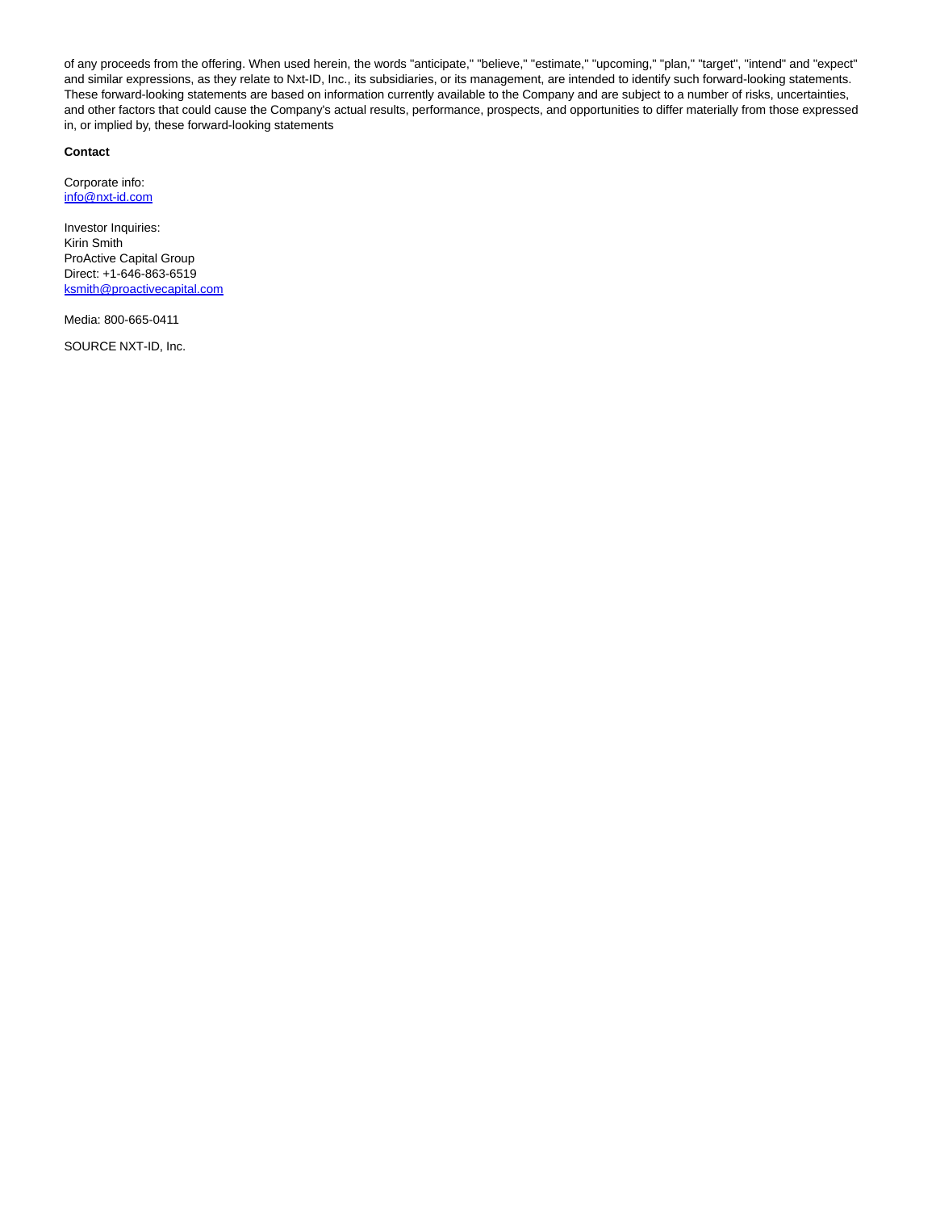of any proceeds from the offering. When used herein, the words "anticipate," "believe," "estimate," "upcoming," "plan," "target", "intend" and "expect" and similar expressions, as they relate to Nxt-ID, Inc., its subsidiaries, or its management, are intended to identify such forward-looking statements. These forward-looking statements are based on information currently available to the Company and are subject to a number of risks, uncertainties, and other factors that could cause the Company's actual results, performance, prospects, and opportunities to differ materially from those expressed in, or implied by, these forward-looking statements

**Contact**

Corporate info:
info@nxt-id.com

Investor Inquiries:
Kirin Smith
ProActive Capital Group
Direct: +1-646-863-6519
ksmith@proactivecapital.com

Media: 800-665-0411

SOURCE NXT-ID, Inc.